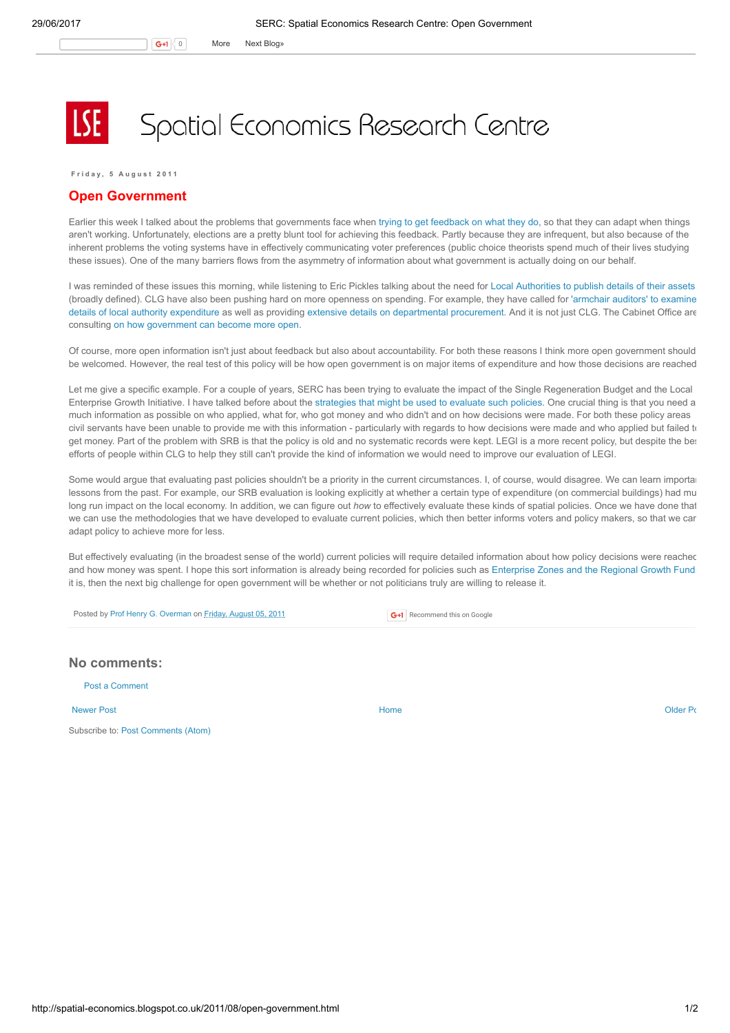# Spatial Economics Research Centre

Friday, 5 August 2011

## Open Government

Earlier this week I talked about the problems that governments face when trying to get feedback on what they do, so that they can adapt when things aren't working. Unfortunately, elections are a pretty blunt tool for achieving this feedback. Partly because they are infrequent, but also because of the inherent problems the voting systems have in effectively communicating voter preferences (public choice theorists spend much of their lives studying these issues). One of the many barriers flows from the asymmetry of information about what government is actually doing on our behalf.

I was reminded of these issues this morning, while listening to Eric Pickles talking about the need for Local Authorities to publish details of their assets (broadly defined). CLG have also been pushing hard on more openness on spending. For example, they have called for 'armchair auditors' to examine details of local authority expenditure as well as providing extensive details on departmental procurement. And it is not just CLG. The Cabinet Office are consulting on how government can become more open.

Of course, more open information isn't just about feedback but also about accountability. For both these reasons I think more open government should be welcomed. However, the real test of this policy will be how open government is on major items of expenditure and how those decisions are reached

Let me give a specific example. For a couple of years, SERC has been trying to evaluate the impact of the Single Regeneration Budget and the Local Enterprise Growth Initiative. I have talked before about the strategies that might be used to evaluate such policies. One crucial thing is that you need a much information as possible on who applied, what for, who got money and who didn't and on how decisions were made. For both these policy areas civil servants have been unable to provide me with this information - particularly with regards to how decisions were made and who applied but failed t get money. Part of the problem with SRB is that the policy is old and no systematic records were kept. LEGI is a more recent policy, but despite the bes efforts of people within CLG to help they still can't provide the kind of information we would need to improve our evaluation of LEGI.

Some would argue that evaluating past policies shouldn't be a priority in the current circumstances. I, of course, would disagree. We can learn importa lessons from the past. For example, our SRB evaluation is looking explicitly at whether a certain type of expenditure (on commercial buildings) had mu long run impact on the local economy. In addition, we can figure out *how* to effectively evaluate these kinds of spatial policies. Once we have done that we can use the methodologies that we have developed to evaluate current policies, which then better informs voters and policy makers, so that we car adapt policy to achieve more for less.

But effectively evaluating (in the broadest sense of the world) current policies will require detailed information about how policy decisions were reachec and how money was spent. I hope this sort information is already being recorded for policies such as Enterprise Zones and the Regional Growth Fund it is, then the next big challenge for open government will be whether or not politicians truly are willing to release it.

Posted by Prof Henry G. Overman on Friday, August 05, 2011

Recommend this on Google

## No comments:

Post a Comment

Newer Post | Home | Older Po

Subscribe to: Post Comments (Atom)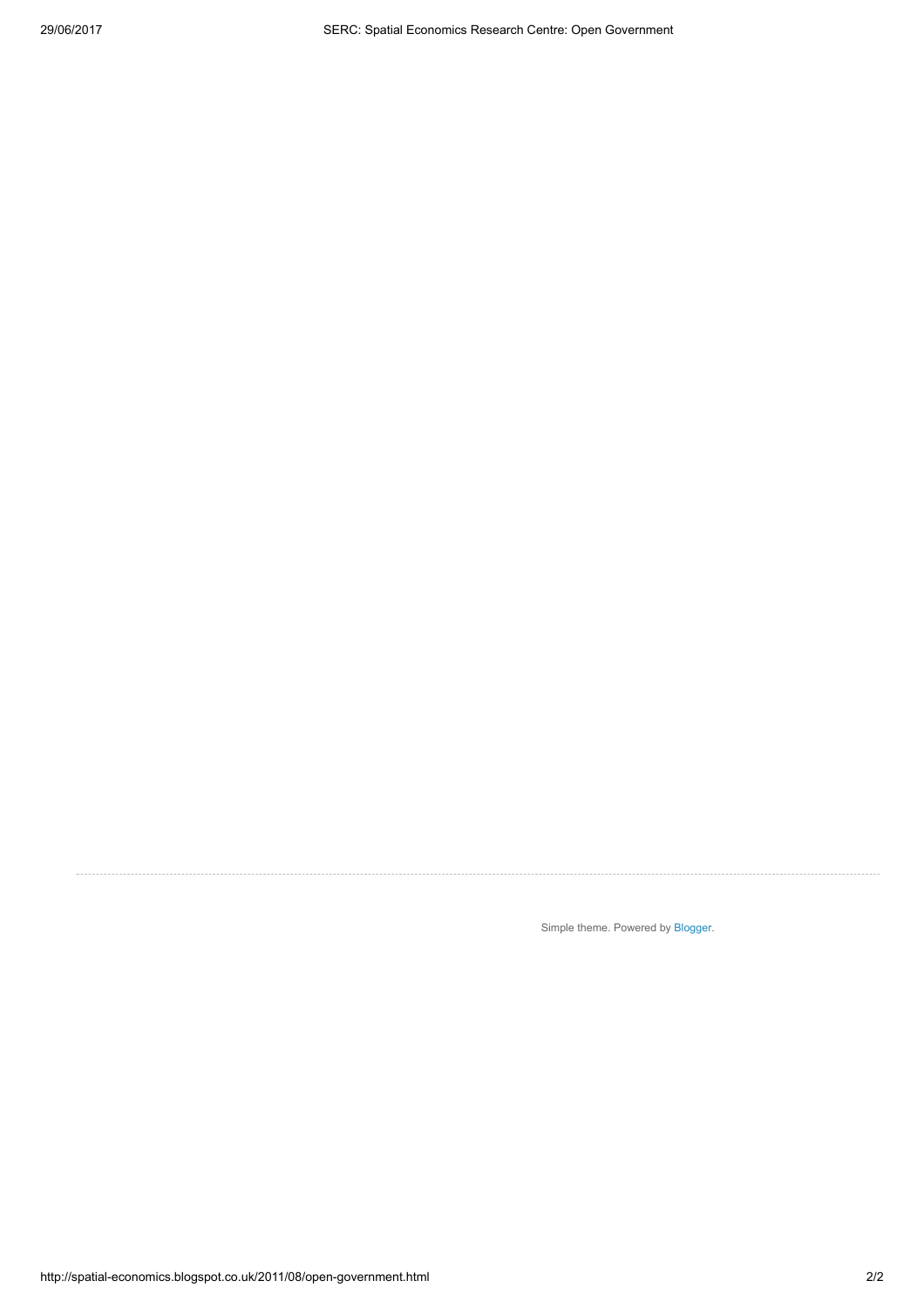Simple theme. Powered by Blogger.